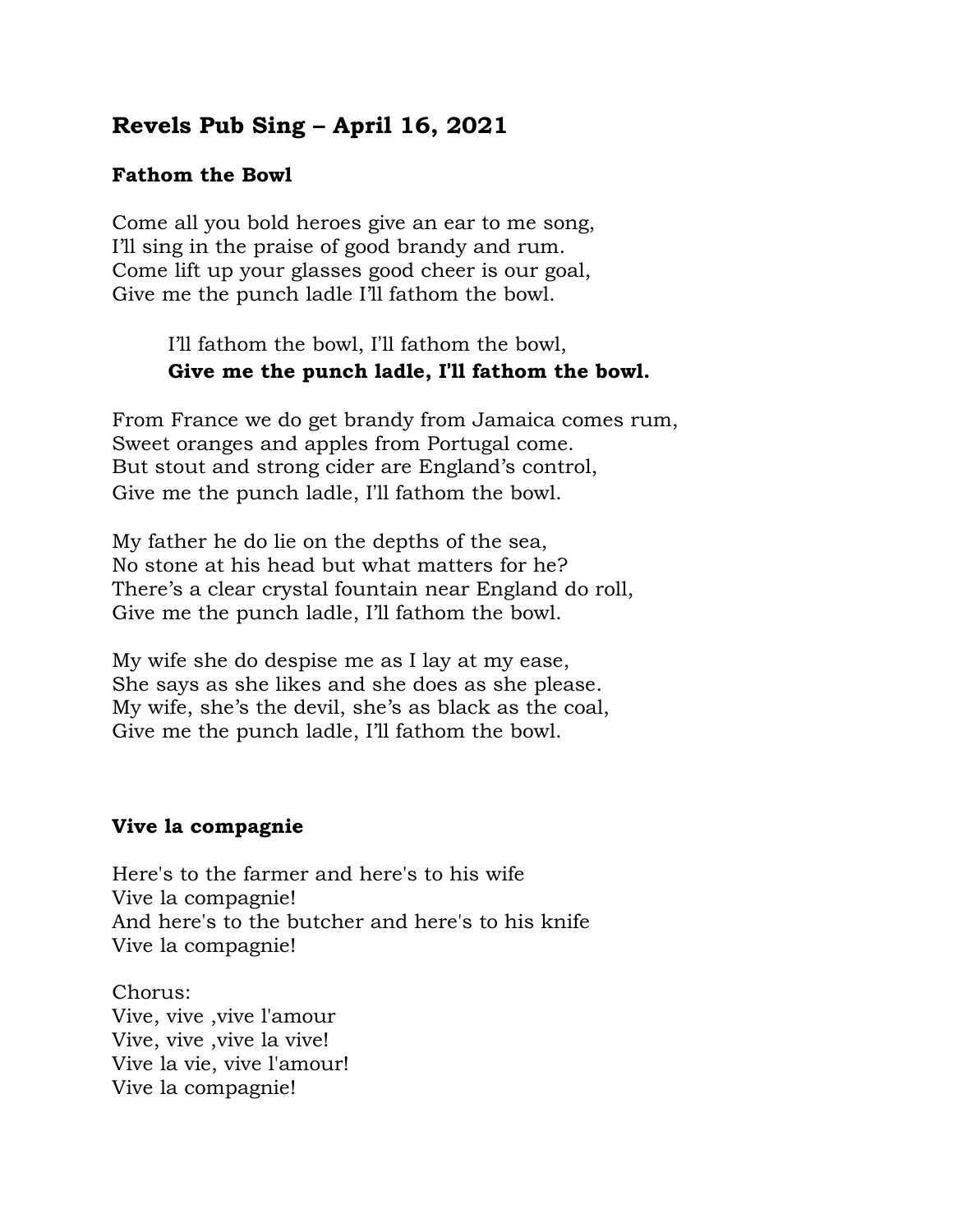## Revels Pub Sing – April 16, 2021

### Fathom the Bowl

Come all you bold heroes give an ear to me song,
I'll sing in the praise of good brandy and rum.
Come lift up your glasses good cheer is our goal,
Give me the punch ladle I'll fathom the bowl.

> I'll fathom the bowl, I'll fathom the bowl,
> **Give me the punch ladle, I'll fathom the bowl.**

From France we do get brandy from Jamaica comes rum,
Sweet oranges and apples from Portugal come.
But stout and strong cider are England's control,
Give me the punch ladle, I'll fathom the bowl.

My father he do lie on the depths of the sea,
No stone at his head but what matters for he?
There's a clear crystal fountain near England do roll,
Give me the punch ladle, I'll fathom the bowl.

My wife she do despise me as I lay at my ease,
She says as she likes and she does as she please.
My wife, she's the devil, she's as black as the coal,
Give me the punch ladle, I'll fathom the bowl.

### Vive la compagnie

Here's to the farmer and here's to his wife
Vive la compagnie!
And here's to the butcher and here's to his knife
Vive la compagnie!

Chorus:
Vive, vive ,vive l'amour
Vive, vive ,vive la vive!
Vive la vie, vive l'amour!
Vive la compagnie!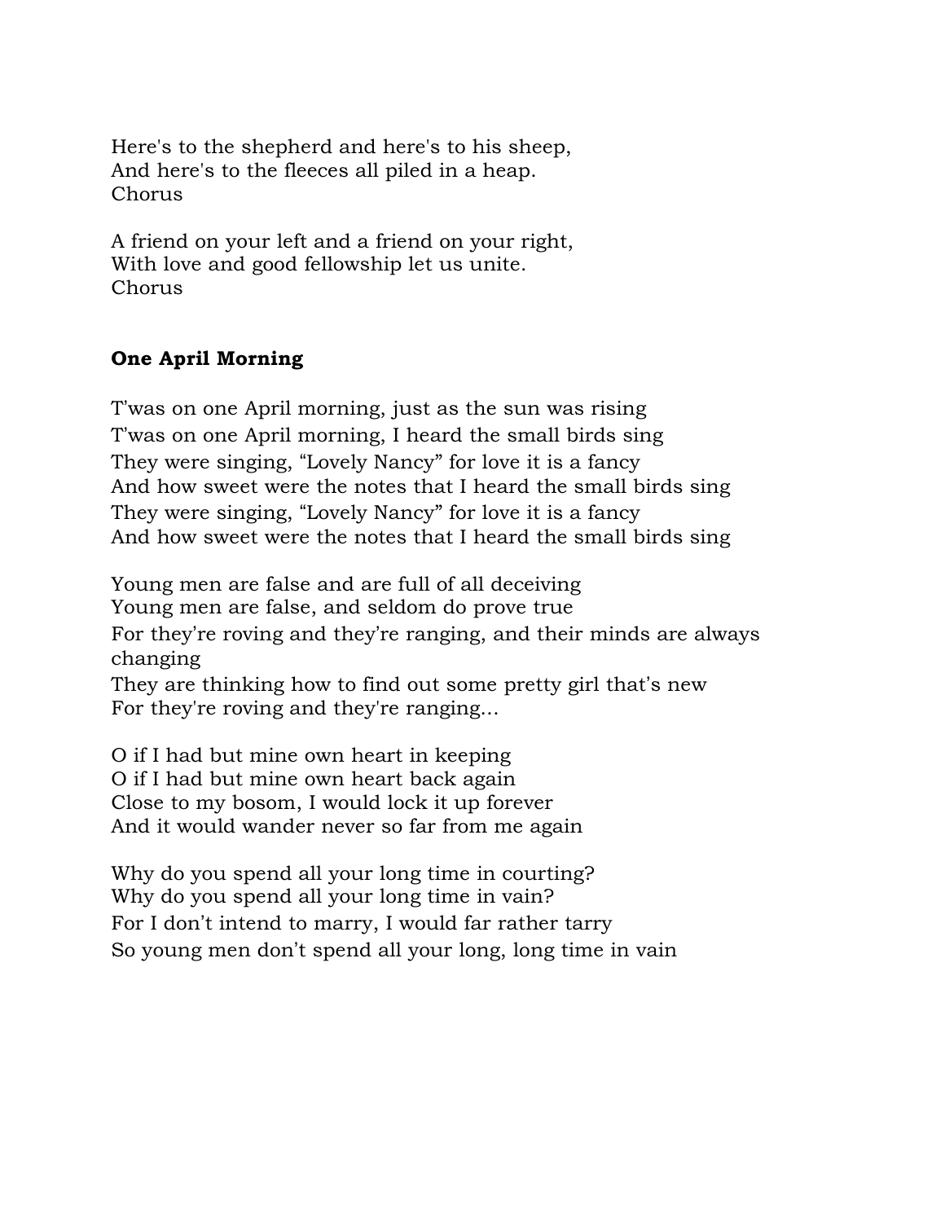Here's to the shepherd and here's to his sheep,
And here's to the fleeces all piled in a heap.
Chorus

A friend on your left and a friend on your right,
With love and good fellowship let us unite.
Chorus

**One April Morning**

T'was on one April morning, just as the sun was rising
T'was on one April morning, I heard the small birds sing
They were singing, "Lovely Nancy" for love it is a fancy
And how sweet were the notes that I heard the small birds sing
They were singing, "Lovely Nancy" for love it is a fancy
And how sweet were the notes that I heard the small birds sing

Young men are false and are full of all deceiving
Young men are false, and seldom do prove true
For they're roving and they're ranging, and their minds are always changing
They are thinking how to find out some pretty girl that's new
For they're roving and they're ranging...

O if I had but mine own heart in keeping
O if I had but mine own heart back again
Close to my bosom, I would lock it up forever
And it would wander never so far from me again

Why do you spend all your long time in courting?
Why do you spend all your long time in vain?
For I don't intend to marry, I would far rather tarry
So young men don't spend all your long, long time in vain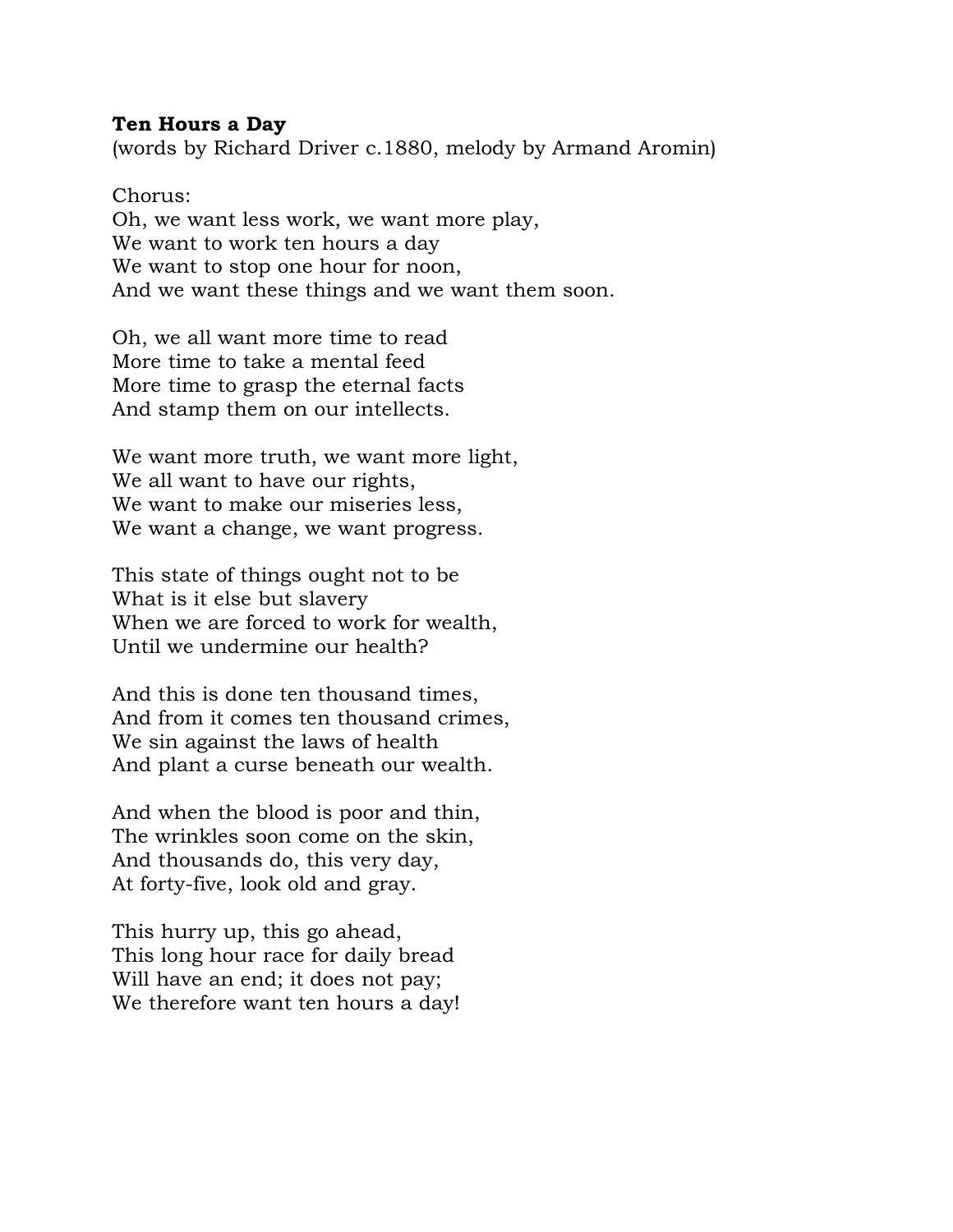**Ten Hours a Day**
(words by Richard Driver c.1880, melody by Armand Aromin)

Chorus:
Oh, we want less work, we want more play,
We want to work ten hours a day
We want to stop one hour for noon,
And we want these things and we want them soon.

Oh, we all want more time to read
More time to take a mental feed
More time to grasp the eternal facts
And stamp them on our intellects.

We want more truth, we want more light,
We all want to have our rights,
We want to make our miseries less,
We want a change, we want progress.

This state of things ought not to be
What is it else but slavery
When we are forced to work for wealth,
Until we undermine our health?

And this is done ten thousand times,
And from it comes ten thousand crimes,
We sin against the laws of health
And plant a curse beneath our wealth.

And when the blood is poor and thin,
The wrinkles soon come on the skin,
And thousands do, this very day,
At forty-five, look old and gray.

This hurry up, this go ahead,
This long hour race for daily bread
Will have an end; it does not pay;
We therefore want ten hours a day!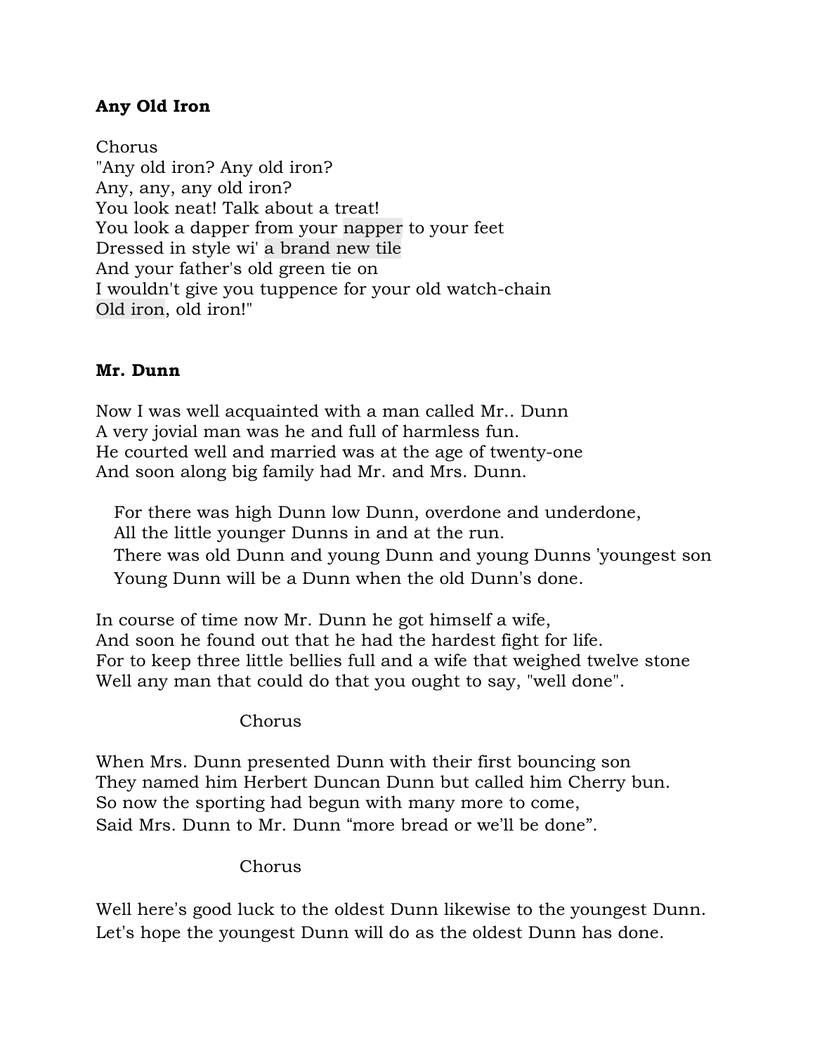**Any Old Iron**

Chorus
"Any old iron? Any old iron?
Any, any, any old iron?
You look neat! Talk about a treat!
You look a dapper from your napper to your feet
Dressed in style wi' a brand new tile
And your father's old green tie on
I wouldn't give you tuppence for your old watch-chain
Old iron, old iron!"

**Mr. Dunn**

Now I was well acquainted with a man called Mr.. Dunn
A very jovial man was he and full of harmless fun.
He courted well and married was at the age of twenty-one
And soon along big family had Mr. and Mrs. Dunn.

> For there was high Dunn low Dunn, overdone and underdone,
> All the little younger Dunns in and at the run.
> There was old Dunn and young Dunn and young Dunns 'youngest son
> Young Dunn will be a Dunn when the old Dunn's done.

In course of time now Mr. Dunn he got himself a wife,
And soon he found out that he had the hardest fight for life.
For to keep three little bellies full and a wife that weighed twelve stone
Well any man that could do that you ought to say, "well done".

Chorus

When Mrs. Dunn presented Dunn with their first bouncing son
They named him Herbert Duncan Dunn but called him Cherry bun.
So now the sporting had begun with many more to come,
Said Mrs. Dunn to Mr. Dunn "more bread or we'll be done".

Chorus

Well here's good luck to the oldest Dunn likewise to the youngest Dunn.
Let's hope the youngest Dunn will do as the oldest Dunn has done.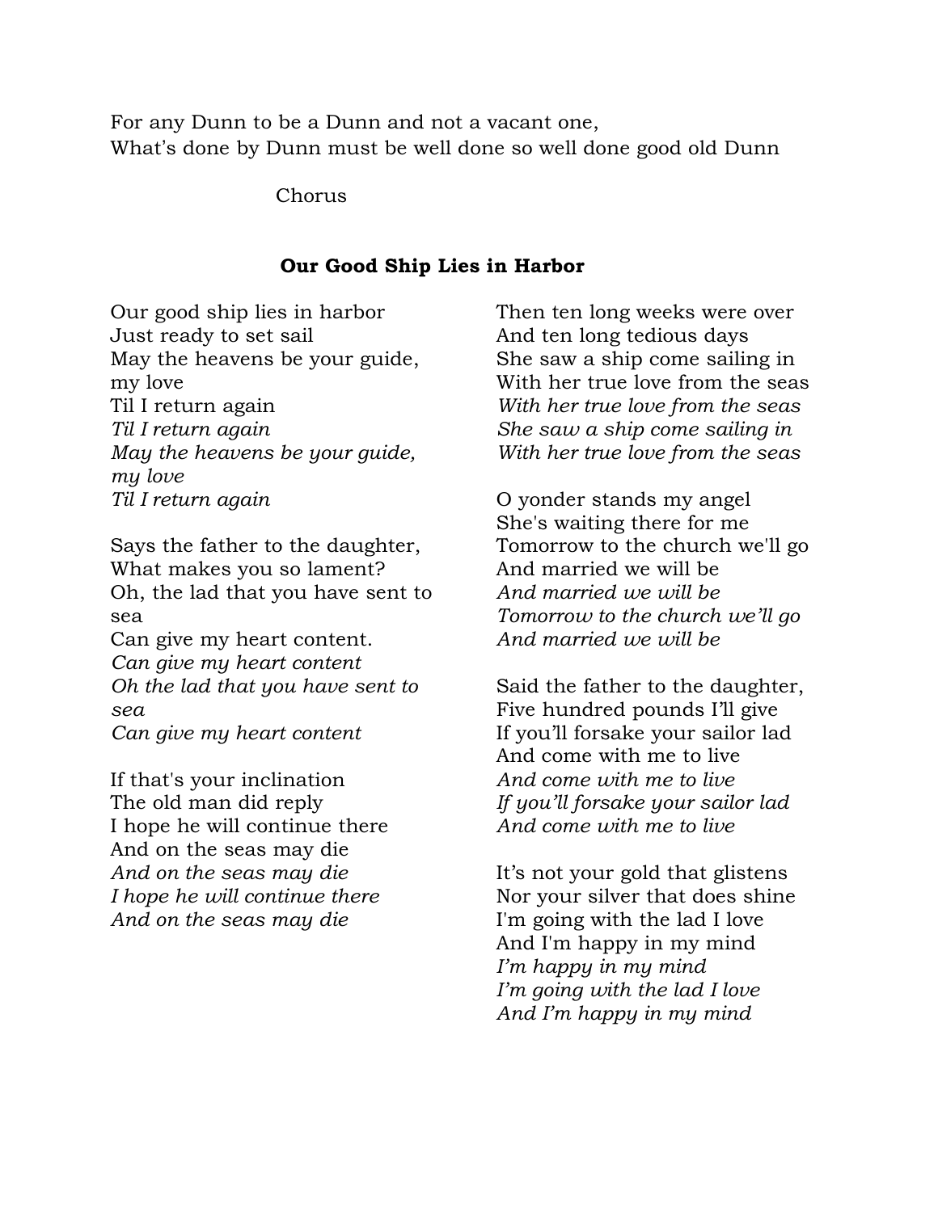For any Dunn to be a Dunn and not a vacant one,
What's done by Dunn must be well done so well done good old Dunn

Chorus

### **Our Good Ship Lies in Harbor**

Our good ship lies in harbor
Just ready to set sail
May the heavens be your guide, my love
Til I return again
*Til I return again*
*May the heavens be your guide, my love*
*Til I return again*

Says the father to the daughter,
What makes you so lament?
Oh, the lad that you have sent to sea
Can give my heart content.
*Can give my heart content*
*Oh the lad that you have sent to sea*
*Can give my heart content*

If that's your inclination
The old man did reply
I hope he will continue there
And on the seas may die
*And on the seas may die*
*I hope he will continue there*
*And on the seas may die*

Then ten long weeks were over
And ten long tedious days
She saw a ship come sailing in
With her true love from the seas
*With her true love from the seas*
*She saw a ship come sailing in*
*With her true love from the seas*

O yonder stands my angel
She's waiting there for me
Tomorrow to the church we'll go
And married we will be
*And married we will be*
*Tomorrow to the church we'll go*
*And married we will be*

Said the father to the daughter,
Five hundred pounds I'll give
If you'll forsake your sailor lad
And come with me to live
*And come with me to live*
*If you'll forsake your sailor lad*
*And come with me to live*

It's not your gold that glistens
Nor your silver that does shine
I'm going with the lad I love
And I'm happy in my mind
*I'm happy in my mind*
*I'm going with the lad I love*
*And I'm happy in my mind*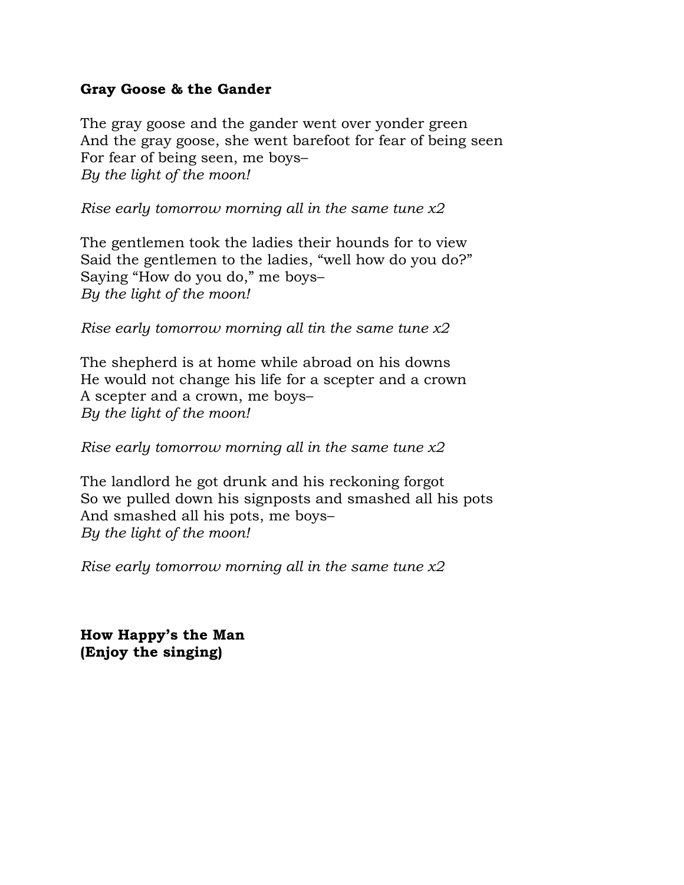**Gray Goose & the Gander**

The gray goose and the gander went over yonder green  
And the gray goose, she went barefoot for fear of being seen  
For fear of being seen, me boys–  
*By the light of the moon!*

*Rise early tomorrow morning all in the same tune x2*

The gentlemen took the ladies their hounds for to view  
Said the gentlemen to the ladies, "well how do you do?"  
Saying "How do you do," me boys–  
*By the light of the moon!*

*Rise early tomorrow morning all tin the same tune x2*

The shepherd is at home while abroad on his downs  
He would not change his life for a scepter and a crown  
A scepter and a crown, me boys–  
*By the light of the moon!*

*Rise early tomorrow morning all in the same tune x2*

The landlord he got drunk and his reckoning forgot  
So we pulled down his signposts and smashed all his pots  
And smashed all his pots, me boys–  
*By the light of the moon!*

*Rise early tomorrow morning all in the same tune x2*

**How Happy's the Man**  
**(Enjoy the singing)**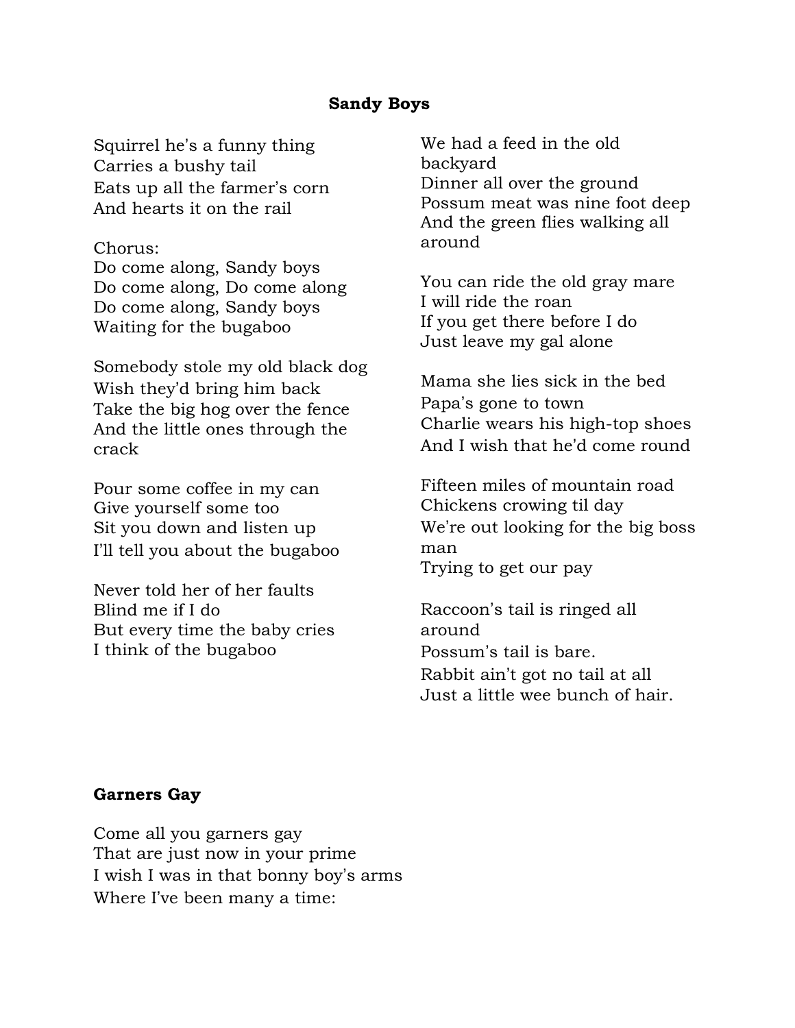**Sandy Boys**

Squirrel he's a funny thing
Carries a bushy tail
Eats up all the farmer's corn
And hearts it on the rail

Chorus:
Do come along, Sandy boys
Do come along, Do come along
Do come along, Sandy boys
Waiting for the bugaboo

Somebody stole my old black dog
Wish they'd bring him back
Take the big hog over the fence
And the little ones through the crack

Pour some coffee in my can
Give yourself some too
Sit you down and listen up
I'll tell you about the bugaboo

Never told her of her faults
Blind me if I do
But every time the baby cries
I think of the bugaboo

We had a feed in the old backyard
Dinner all over the ground
Possum meat was nine foot deep
And the green flies walking all around

You can ride the old gray mare
I will ride the roan
If you get there before I do
Just leave my gal alone

Mama she lies sick in the bed
Papa's gone to town
Charlie wears his high-top shoes
And I wish that he'd come round

Fifteen miles of mountain road
Chickens crowing til day
We're out looking for the big boss man
Trying to get our pay

Raccoon's tail is ringed all around
Possum's tail is bare.
Rabbit ain't got no tail at all
Just a little wee bunch of hair.

**Garners Gay**

Come all you garners gay
That are just now in your prime
I wish I was in that bonny boy's arms
Where I've been many a time: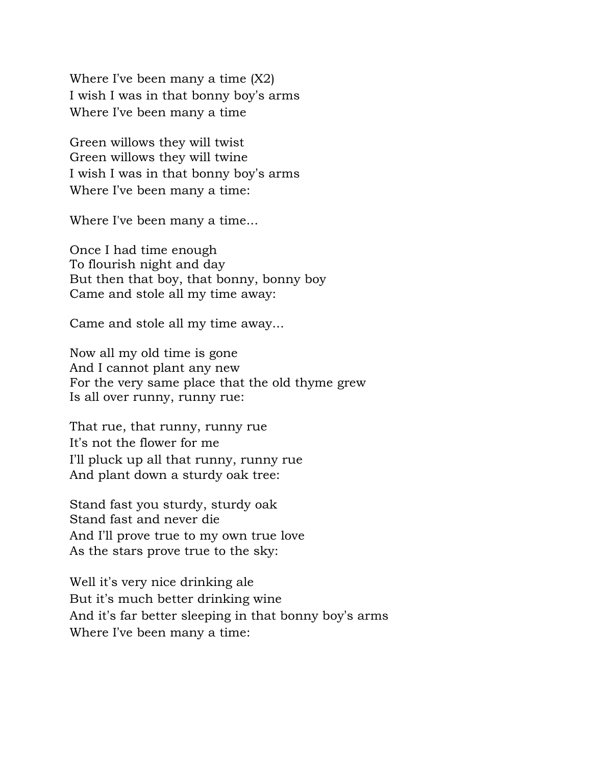Where I’ve been many a time (X2)
I wish I was in that bonny boy’s arms
Where I’ve been many a time

Green willows they will twist
Green willows they will twine
I wish I was in that bonny boy’s arms
Where I’ve been many a time:

Where I've been many a time...

Once I had time enough
To flourish night and day
But then that boy, that bonny, bonny boy
Came and stole all my time away:

Came and stole all my time away...

Now all my old time is gone
And I cannot plant any new
For the very same place that the old thyme grew
Is all over runny, runny rue:

That rue, that runny, runny rue
It’s not the flower for me
I’ll pluck up all that runny, runny rue
And plant down a sturdy oak tree:

Stand fast you sturdy, sturdy oak
Stand fast and never die
And I’ll prove true to my own true love
As the stars prove true to the sky:

Well it’s very nice drinking ale
But it’s much better drinking wine
And it’s far better sleeping in that bonny boy’s arms
Where I’ve been many a time: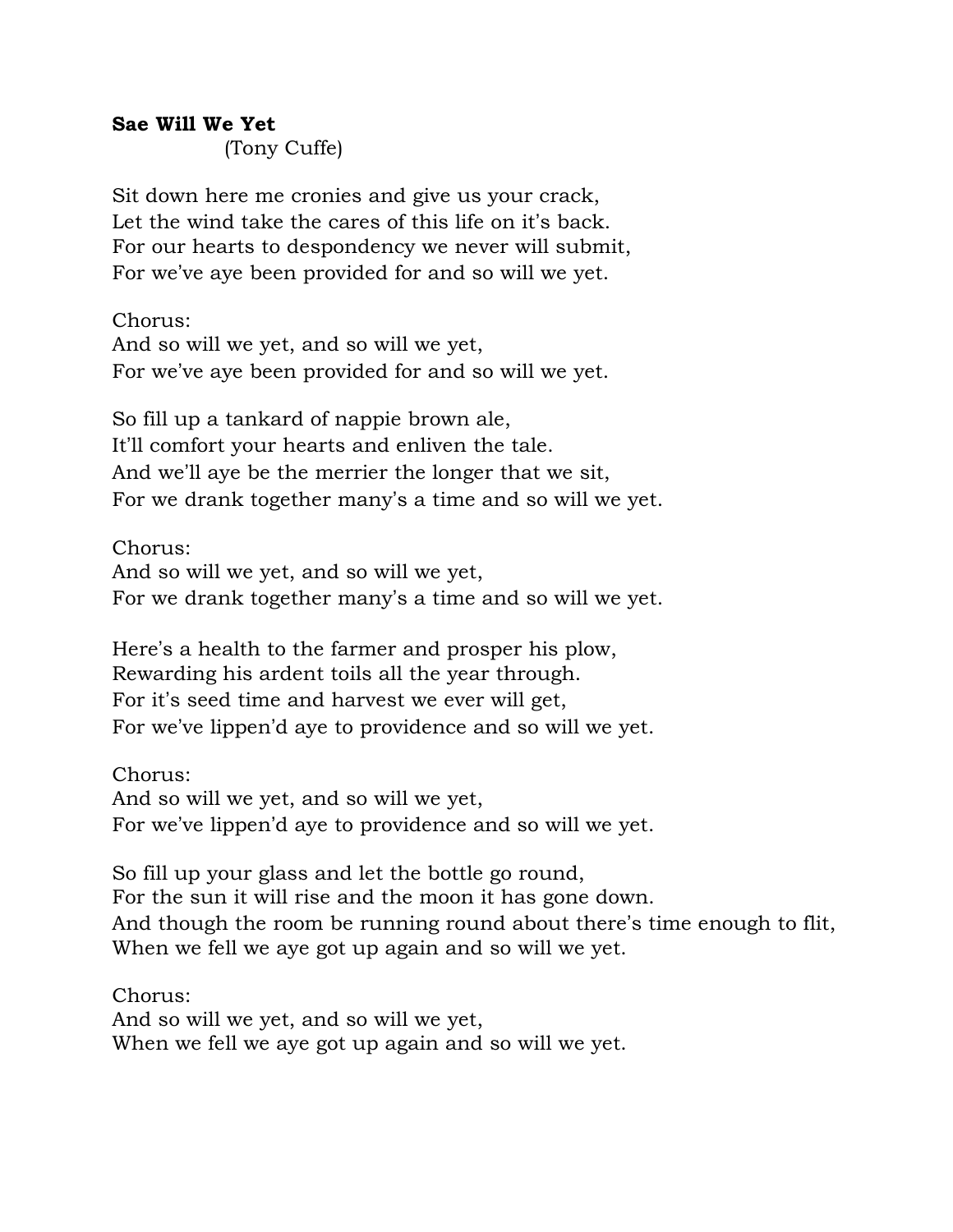**Sae Will We Yet**
(Tony Cuffe)

Sit down here me cronies and give us your crack,
Let the wind take the cares of this life on it's back.
For our hearts to despondency we never will submit,
For we've aye been provided for and so will we yet.

Chorus:
And so will we yet, and so will we yet,
For we've aye been provided for and so will we yet.

So fill up a tankard of nappie brown ale,
It'll comfort your hearts and enliven the tale.
And we'll aye be the merrier the longer that we sit,
For we drank together many's a time and so will we yet.

Chorus:
And so will we yet, and so will we yet,
For we drank together many's a time and so will we yet.

Here's a health to the farmer and prosper his plow,
Rewarding his ardent toils all the year through.
For it's seed time and harvest we ever will get,
For we've lippen'd aye to providence and so will we yet.

Chorus:
And so will we yet, and so will we yet,
For we've lippen'd aye to providence and so will we yet.

So fill up your glass and let the bottle go round,
For the sun it will rise and the moon it has gone down.
And though the room be running round about there's time enough to flit,
When we fell we aye got up again and so will we yet.

Chorus:
And so will we yet, and so will we yet,
When we fell we aye got up again and so will we yet.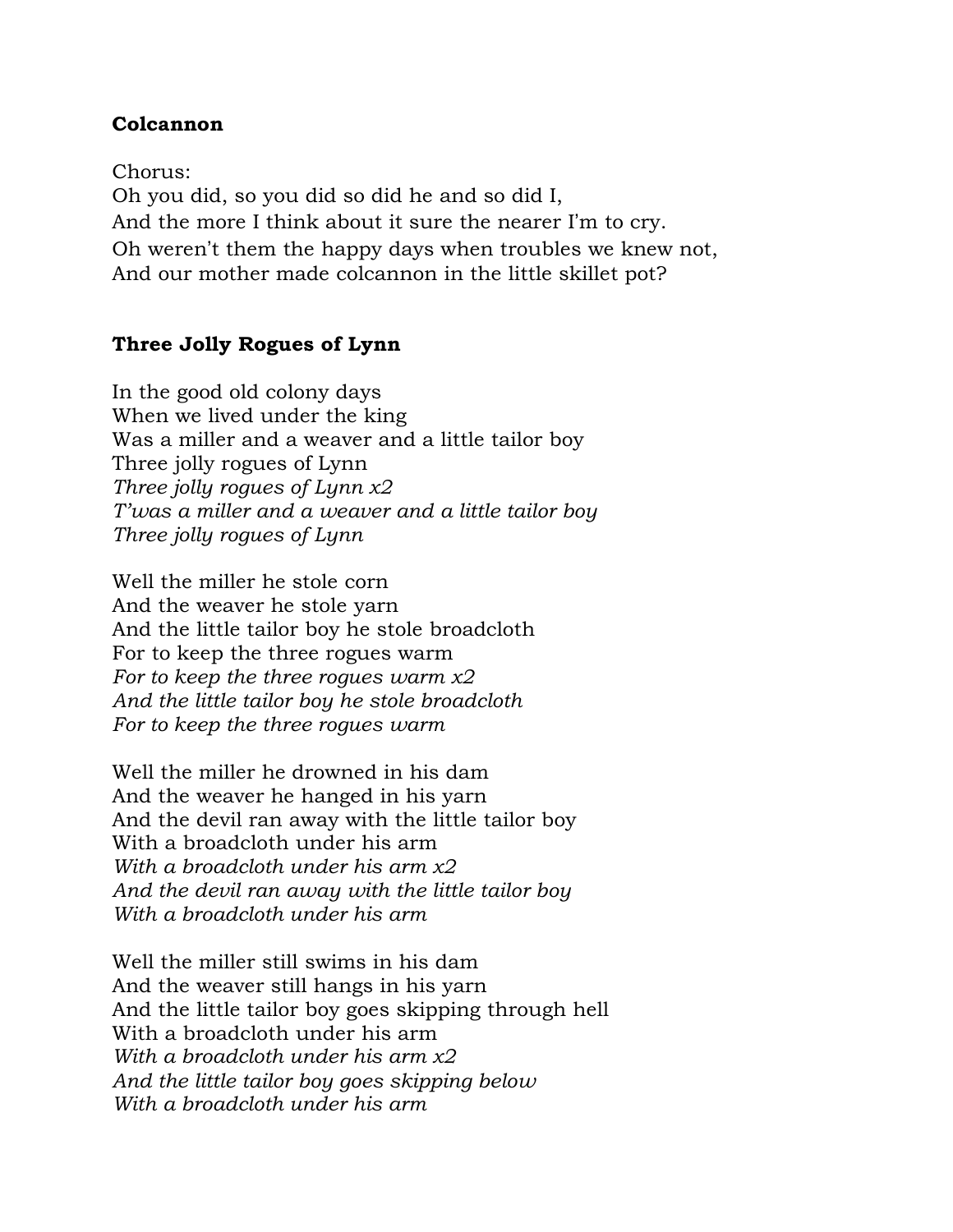**Colcannon**

Chorus:
Oh you did, so you did so did he and so did I,
And the more I think about it sure the nearer I'm to cry.
Oh weren't them the happy days when troubles we knew not,
And our mother made colcannon in the little skillet pot?

**Three Jolly Rogues of Lynn**

In the good old colony days
When we lived under the king
Was a miller and a weaver and a little tailor boy
Three jolly rogues of Lynn
*Three jolly rogues of Lynn x2*
*T'was a miller and a weaver and a little tailor boy*
*Three jolly rogues of Lynn*

Well the miller he stole corn
And the weaver he stole yarn
And the little tailor boy he stole broadcloth
For to keep the three rogues warm
*For to keep the three rogues warm x2*
*And the little tailor boy he stole broadcloth*
*For to keep the three rogues warm*

Well the miller he drowned in his dam
And the weaver he hanged in his yarn
And the devil ran away with the little tailor boy
With a broadcloth under his arm
*With a broadcloth under his arm x2*
*And the devil ran away with the little tailor boy*
*With a broadcloth under his arm*

Well the miller still swims in his dam
And the weaver still hangs in his yarn
And the little tailor boy goes skipping through hell
With a broadcloth under his arm
*With a broadcloth under his arm x2*
*And the little tailor boy goes skipping below*
*With a broadcloth under his arm*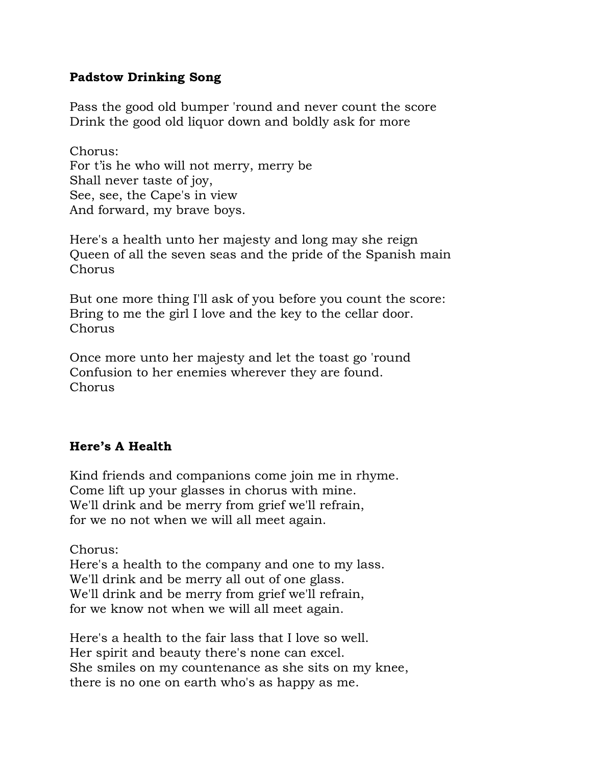**Padstow Drinking Song**

Pass the good old bumper 'round and never count the score
Drink the good old liquor down and boldly ask for more

Chorus:
For t'is he who will not merry, merry be
Shall never taste of joy,
See, see, the Cape's in view
And forward, my brave boys.

Here's a health unto her majesty and long may she reign
Queen of all the seven seas and the pride of the Spanish main
Chorus

But one more thing I'll ask of you before you count the score:
Bring to me the girl I love and the key to the cellar door.
Chorus

Once more unto her majesty and let the toast go 'round
Confusion to her enemies wherever they are found.
Chorus

**Here's A Health**

Kind friends and companions come join me in rhyme.
Come lift up your glasses in chorus with mine.
We'll drink and be merry from grief we'll refrain,
for we no not when we will all meet again.

Chorus:
Here's a health to the company and one to my lass.
We'll drink and be merry all out of one glass.
We'll drink and be merry from grief we'll refrain,
for we know not when we will all meet again.

Here's a health to the fair lass that I love so well.
Her spirit and beauty there's none can excel.
She smiles on my countenance as she sits on my knee,
there is no one on earth who's as happy as me.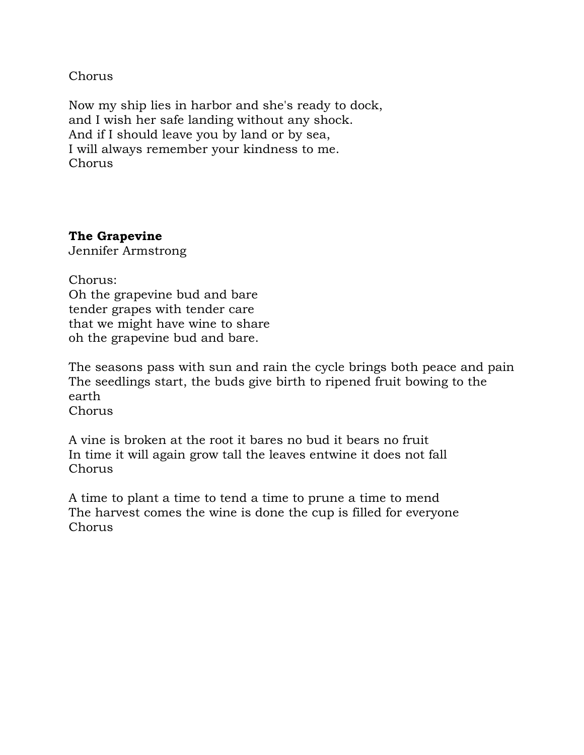Chorus

Now my ship lies in harbor and she's ready to dock,
and I wish her safe landing without any shock.
And if I should leave you by land or by sea,
I will always remember your kindness to me.
Chorus

**The Grapevine**
Jennifer Armstrong

Chorus:
Oh the grapevine bud and bare
tender grapes with tender care
that we might have wine to share
oh the grapevine bud and bare.

The seasons pass with sun and rain the cycle brings both peace and pain
The seedlings start, the buds give birth to ripened fruit bowing to the earth
Chorus

A vine is broken at the root it bares no bud it bears no fruit
In time it will again grow tall the leaves entwine it does not fall
Chorus

A time to plant a time to tend a time to prune a time to mend
The harvest comes the wine is done the cup is filled for everyone
Chorus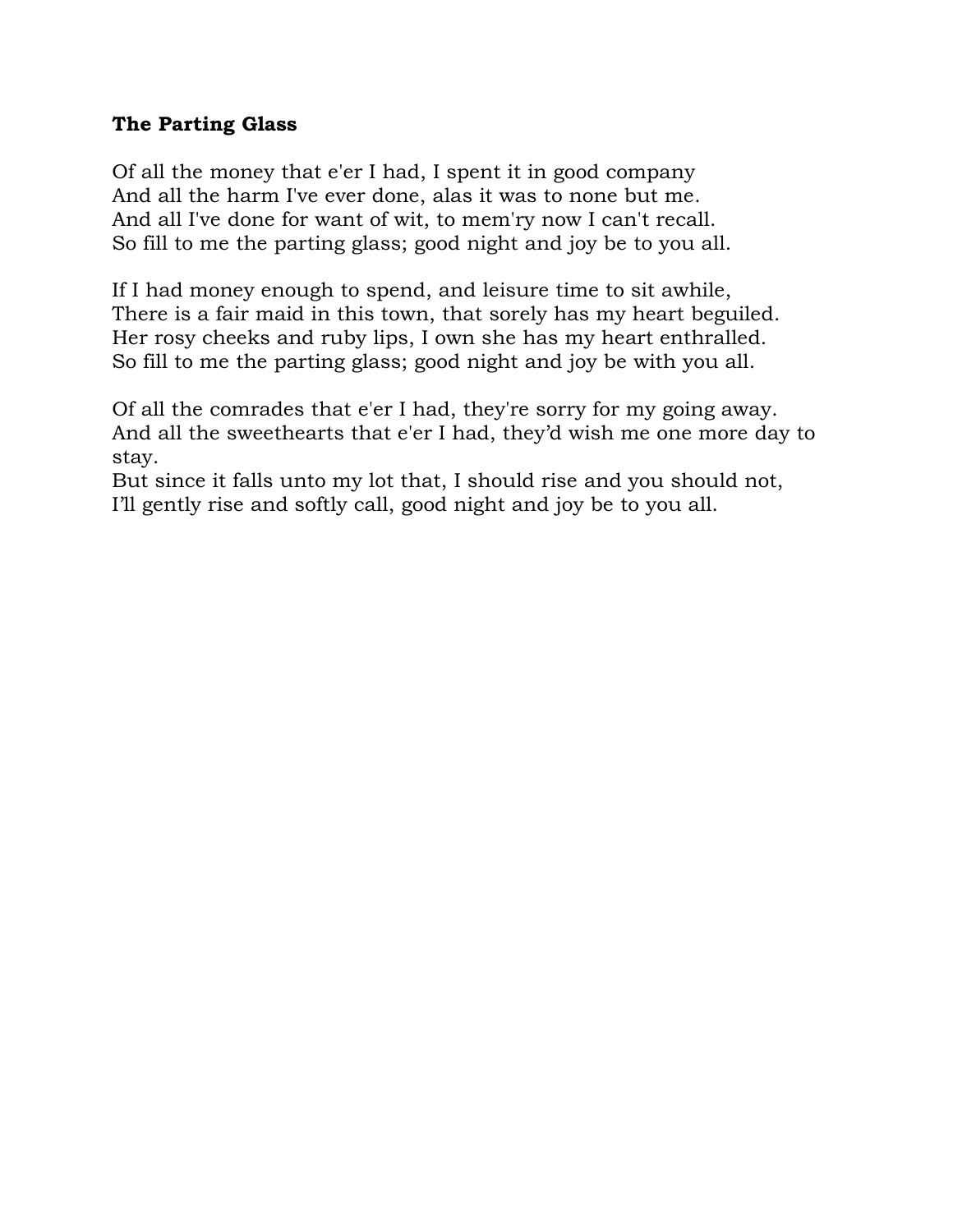**The Parting Glass**

Of all the money that e'er I had, I spent it in good company
And all the harm I've ever done, alas it was to none but me.
And all I've done for want of wit, to mem'ry now I can't recall.
So fill to me the parting glass; good night and joy be to you all.

If I had money enough to spend, and leisure time to sit awhile,
There is a fair maid in this town, that sorely has my heart beguiled.
Her rosy cheeks and ruby lips, I own she has my heart enthralled.
So fill to me the parting glass; good night and joy be with you all.

Of all the comrades that e'er I had, they're sorry for my going away.
And all the sweethearts that e'er I had, they'd wish me one more day to stay.
But since it falls unto my lot that, I should rise and you should not,
I'll gently rise and softly call, good night and joy be to you all.